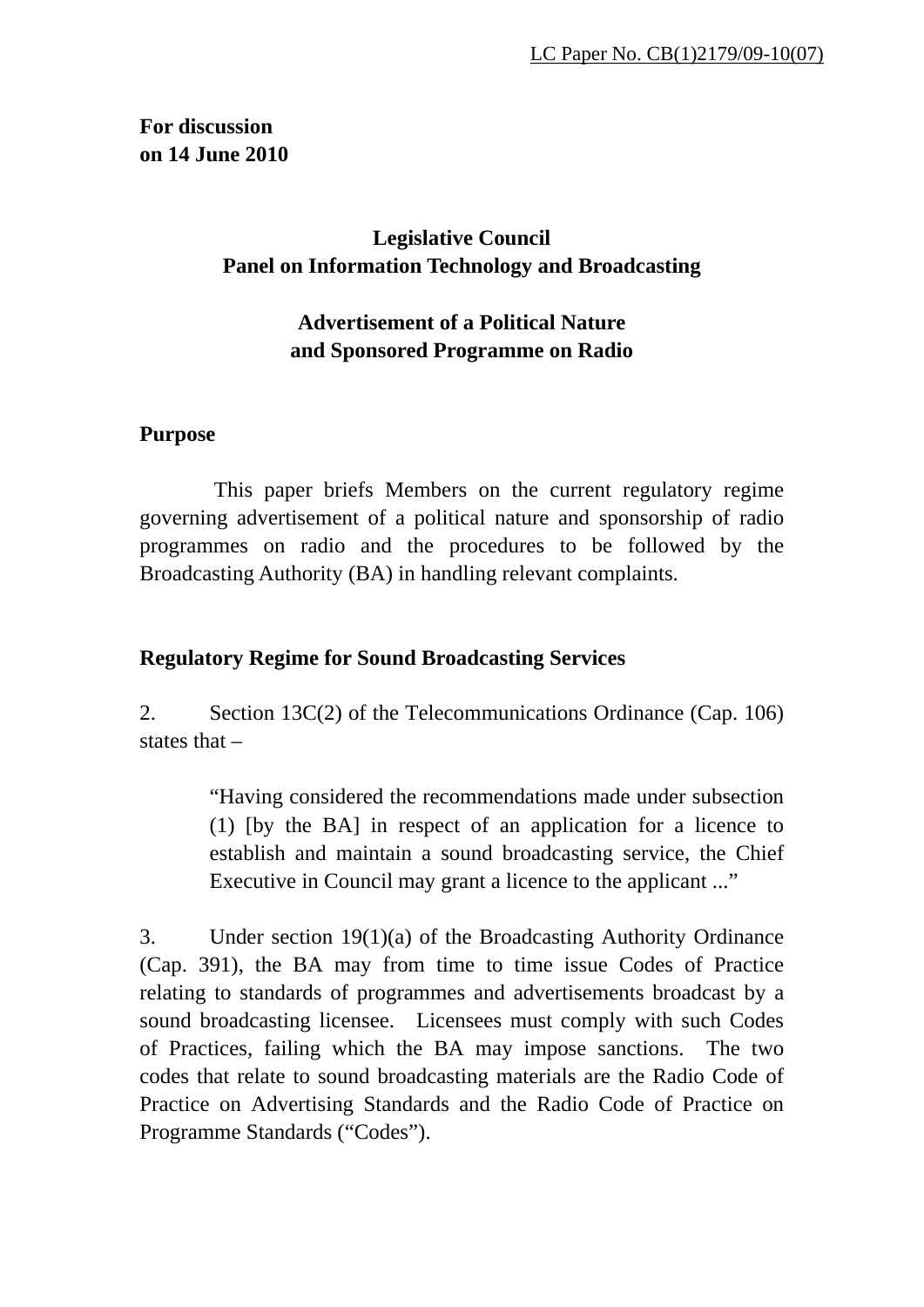LC Paper No. CB(1)2179/09-10(07)

**For discussion**
**on 14 June 2010**

**Legislative Council**
**Panel on Information Technology and Broadcasting**

**Advertisement of a Political Nature**
**and Sponsored Programme on Radio**

## Purpose

This paper briefs Members on the current regulatory regime governing advertisement of a political nature and sponsorship of radio programmes on radio and the procedures to be followed by the Broadcasting Authority (BA) in handling relevant complaints.

## Regulatory Regime for Sound Broadcasting Services

2. Section 13C(2) of the Telecommunications Ordinance (Cap. 106) states that –

> "Having considered the recommendations made under subsection (1) [by the BA] in respect of an application for a licence to establish and maintain a sound broadcasting service, the Chief Executive in Council may grant a licence to the applicant ..."

3. Under section 19(1)(a) of the Broadcasting Authority Ordinance (Cap. 391), the BA may from time to time issue Codes of Practice relating to standards of programmes and advertisements broadcast by a sound broadcasting licensee. Licensees must comply with such Codes of Practices, failing which the BA may impose sanctions. The two codes that relate to sound broadcasting materials are the Radio Code of Practice on Advertising Standards and the Radio Code of Practice on Programme Standards ("Codes").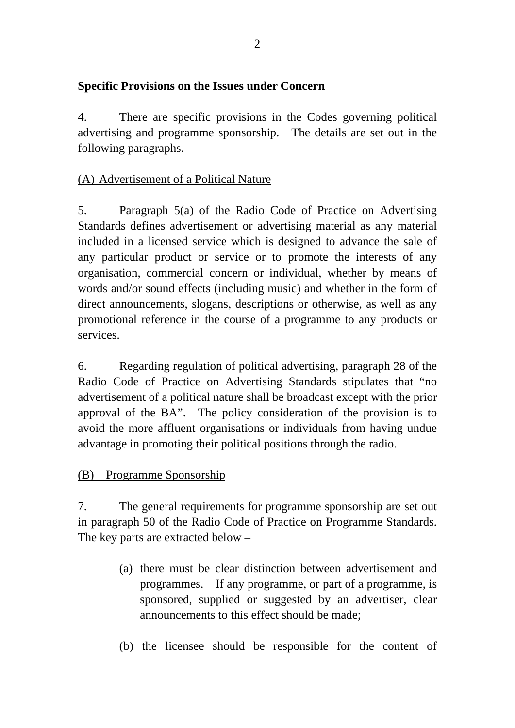**Specific Provisions on the Issues under Concern**

4. There are specific provisions in the Codes governing political advertising and programme sponsorship. The details are set out in the following paragraphs.

(A) Advertisement of a Political Nature

5. Paragraph 5(a) of the Radio Code of Practice on Advertising Standards defines advertisement or advertising material as any material included in a licensed service which is designed to advance the sale of any particular product or service or to promote the interests of any organisation, commercial concern or individual, whether by means of words and/or sound effects (including music) and whether in the form of direct announcements, slogans, descriptions or otherwise, as well as any promotional reference in the course of a programme to any products or services.

6. Regarding regulation of political advertising, paragraph 28 of the Radio Code of Practice on Advertising Standards stipulates that "no advertisement of a political nature shall be broadcast except with the prior approval of the BA". The policy consideration of the provision is to avoid the more affluent organisations or individuals from having undue advantage in promoting their political positions through the radio.

(B) Programme Sponsorship

7. The general requirements for programme sponsorship are set out in paragraph 50 of the Radio Code of Practice on Programme Standards. The key parts are extracted below –

(a) there must be clear distinction between advertisement and programmes. If any programme, or part of a programme, is sponsored, supplied or suggested by an advertiser, clear announcements to this effect should be made;

(b) the licensee should be responsible for the content of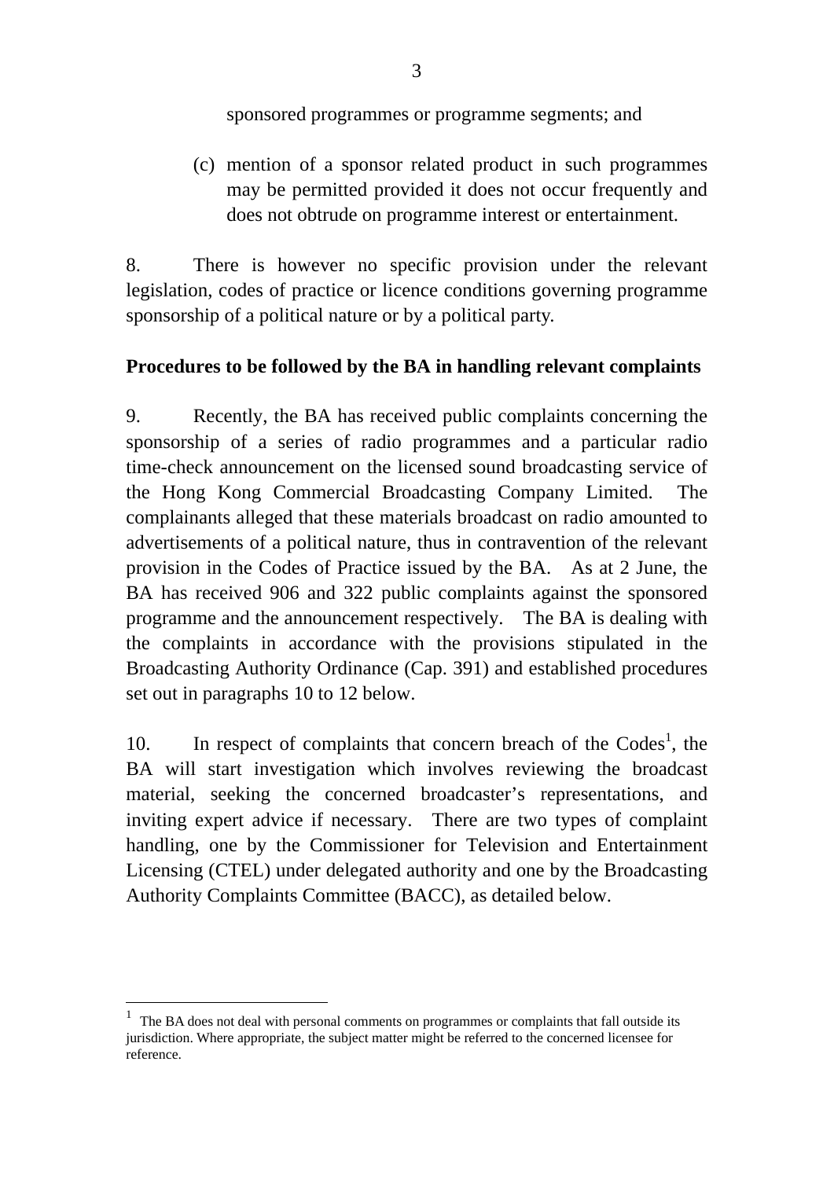sponsored programmes or programme segments; and

(c) mention of a sponsor related product in such programmes may be permitted provided it does not occur frequently and does not obtrude on programme interest or entertainment.

8. There is however no specific provision under the relevant legislation, codes of practice or licence conditions governing programme sponsorship of a political nature or by a political party.

**Procedures to be followed by the BA in handling relevant complaints**

9. Recently, the BA has received public complaints concerning the sponsorship of a series of radio programmes and a particular radio time-check announcement on the licensed sound broadcasting service of the Hong Kong Commercial Broadcasting Company Limited. The complainants alleged that these materials broadcast on radio amounted to advertisements of a political nature, thus in contravention of the relevant provision in the Codes of Practice issued by the BA. As at 2 June, the BA has received 906 and 322 public complaints against the sponsored programme and the announcement respectively. The BA is dealing with the complaints in accordance with the provisions stipulated in the Broadcasting Authority Ordinance (Cap. 391) and established procedures set out in paragraphs 10 to 12 below.

10. In respect of complaints that concern breach of the Codes[1], the BA will start investigation which involves reviewing the broadcast material, seeking the concerned broadcaster's representations, and inviting expert advice if necessary. There are two types of complaint handling, one by the Commissioner for Television and Entertainment Licensing (CTEL) under delegated authority and one by the Broadcasting Authority Complaints Committee (BACC), as detailed below.

---

[1] The BA does not deal with personal comments on programmes or complaints that fall outside its jurisdiction. Where appropriate, the subject matter might be referred to the concerned licensee for reference.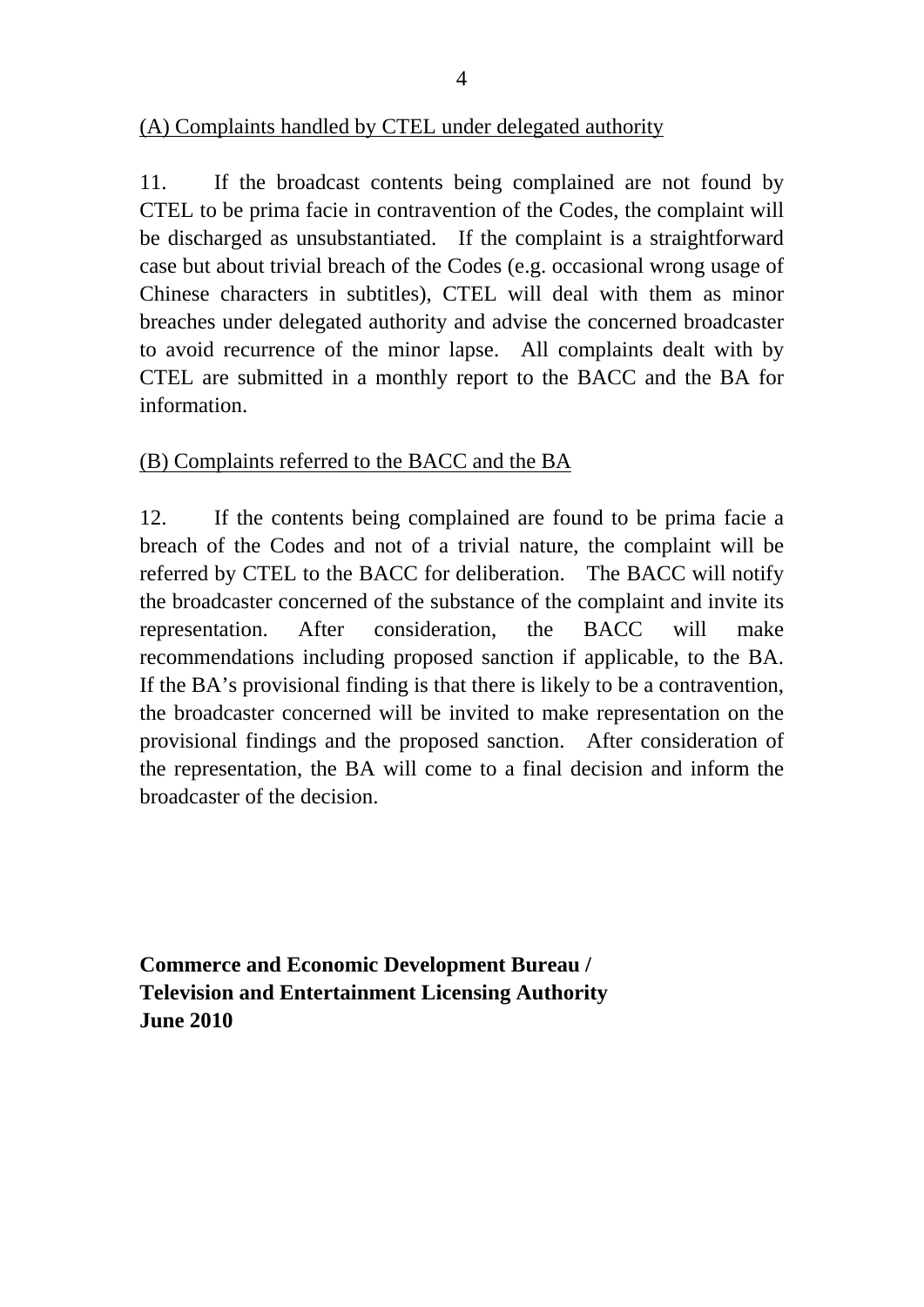<u>(A) Complaints handled by CTEL under delegated authority</u>

11. If the broadcast contents being complained are not found by CTEL to be prima facie in contravention of the Codes, the complaint will be discharged as unsubstantiated. If the complaint is a straightforward case but about trivial breach of the Codes (e.g. occasional wrong usage of Chinese characters in subtitles), CTEL will deal with them as minor breaches under delegated authority and advise the concerned broadcaster to avoid recurrence of the minor lapse. All complaints dealt with by CTEL are submitted in a monthly report to the BACC and the BA for information.

<u>(B) Complaints referred to the BACC and the BA</u>

12. If the contents being complained are found to be prima facie a breach of the Codes and not of a trivial nature, the complaint will be referred by CTEL to the BACC for deliberation. The BACC will notify the broadcaster concerned of the substance of the complaint and invite its representation. After consideration, the BACC will make recommendations including proposed sanction if applicable, to the BA. If the BA's provisional finding is that there is likely to be a contravention, the broadcaster concerned will be invited to make representation on the provisional findings and the proposed sanction. After consideration of the representation, the BA will come to a final decision and inform the broadcaster of the decision.

**Commerce and Economic Development Bureau /**
**Television and Entertainment Licensing Authority**
**June 2010**